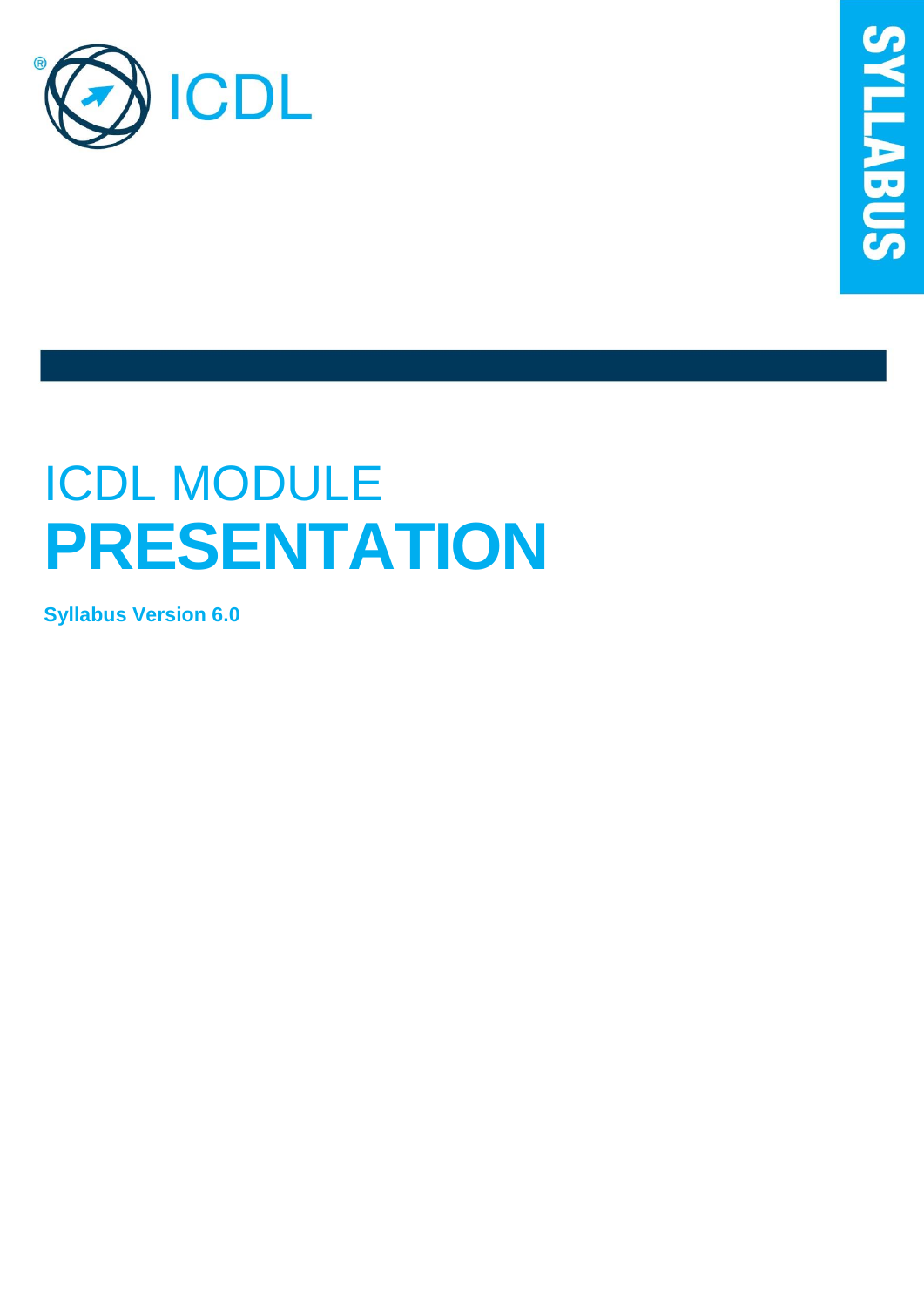ICDL

SYLLABUS

# ICDL MODULE
# PRESENTATION

**Syllabus Version 6.0**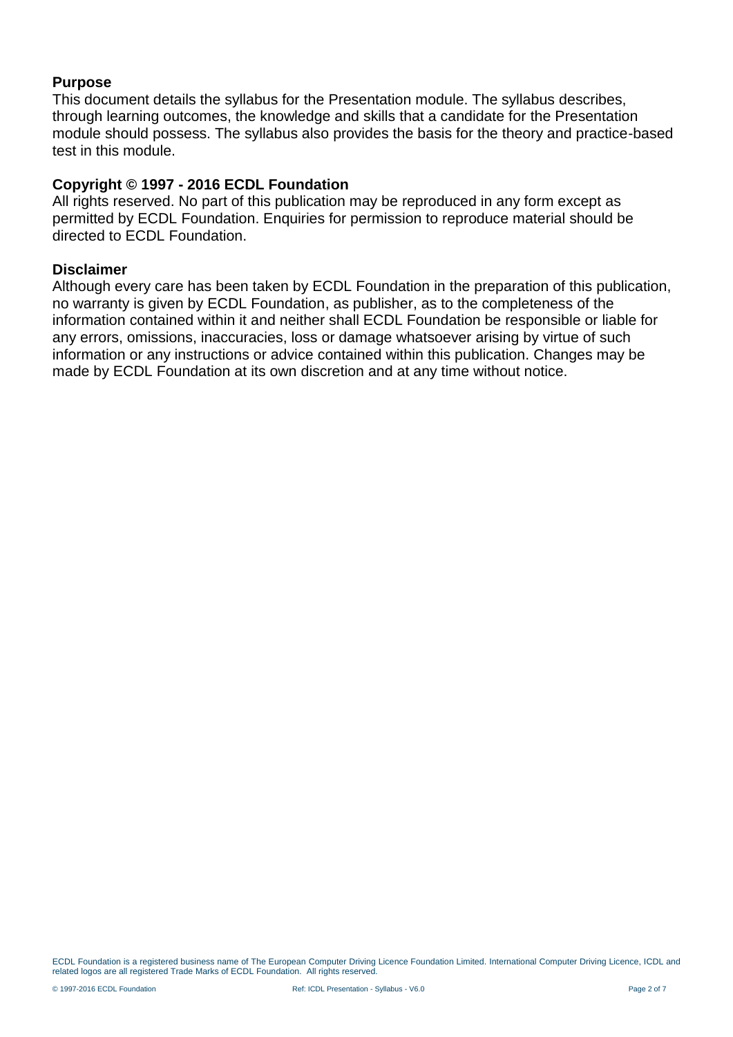## Purpose

This document details the syllabus for the Presentation module. The syllabus describes, through learning outcomes, the knowledge and skills that a candidate for the Presentation module should possess. The syllabus also provides the basis for the theory and practice-based test in this module.

## Copyright © 1997 - 2016 ECDL Foundation

All rights reserved. No part of this publication may be reproduced in any form except as permitted by ECDL Foundation. Enquiries for permission to reproduce material should be directed to ECDL Foundation.

## Disclaimer

Although every care has been taken by ECDL Foundation in the preparation of this publication, no warranty is given by ECDL Foundation, as publisher, as to the completeness of the information contained within it and neither shall ECDL Foundation be responsible or liable for any errors, omissions, inaccuracies, loss or damage whatsoever arising by virtue of such information or any instructions or advice contained within this publication. Changes may be made by ECDL Foundation at its own discretion and at any time without notice.

ECDL Foundation is a registered business name of The European Computer Driving Licence Foundation Limited. International Computer Driving Licence, ICDL and related logos are all registered Trade Marks of ECDL Foundation. All rights reserved.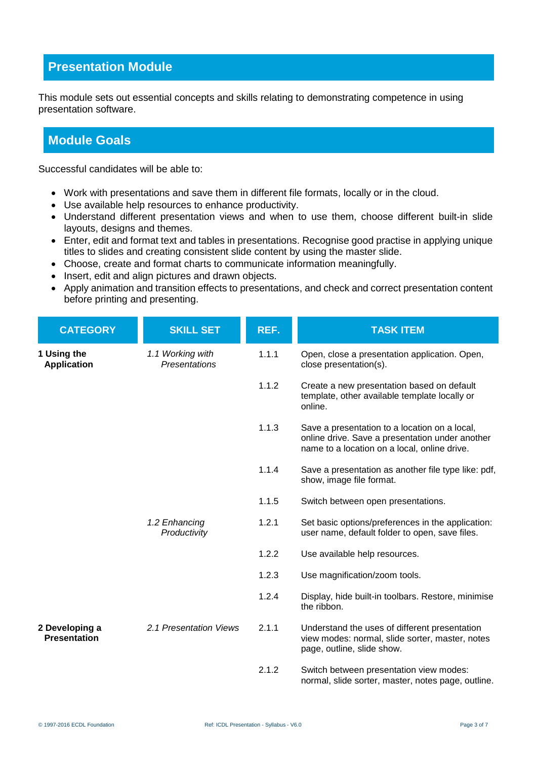## Presentation Module

This module sets out essential concepts and skills relating to demonstrating competence in using presentation software.

## Module Goals

Successful candidates will be able to:

- Work with presentations and save them in different file formats, locally or in the cloud.
- Use available help resources to enhance productivity.
- Understand different presentation views and when to use them, choose different built-in slide layouts, designs and themes.
- Enter, edit and format text and tables in presentations. Recognise good practise in applying unique titles to slides and creating consistent slide content by using the master slide.
- Choose, create and format charts to communicate information meaningfully.
- Insert, edit and align pictures and drawn objects.
- Apply animation and transition effects to presentations, and check and correct presentation content before printing and presenting.

| CATEGORY | SKILL SET | REF. | TASK ITEM |
|---|---|---|---|
| **1 Using the Application** | *1.1 Working with Presentations* | 1.1.1 | Open, close a presentation application. Open, close presentation(s). |
| | | 1.1.2 | Create a new presentation based on default template, other available template locally or online. |
| | | 1.1.3 | Save a presentation to a location on a local, online drive. Save a presentation under another name to a location on a local, online drive. |
| | | 1.1.4 | Save a presentation as another file type like: pdf, show, image file format. |
| | | 1.1.5 | Switch between open presentations. |
| | *1.2 Enhancing Productivity* | 1.2.1 | Set basic options/preferences in the application: user name, default folder to open, save files. |
| | | 1.2.2 | Use available help resources. |
| | | 1.2.3 | Use magnification/zoom tools. |
| | | 1.2.4 | Display, hide built-in toolbars. Restore, minimise the ribbon. |
| **2 Developing a Presentation** | *2.1 Presentation Views* | 2.1.1 | Understand the uses of different presentation view modes: normal, slide sorter, master, notes page, outline, slide show. |
| | | 2.1.2 | Switch between presentation view modes: normal, slide sorter, master, notes page, outline. |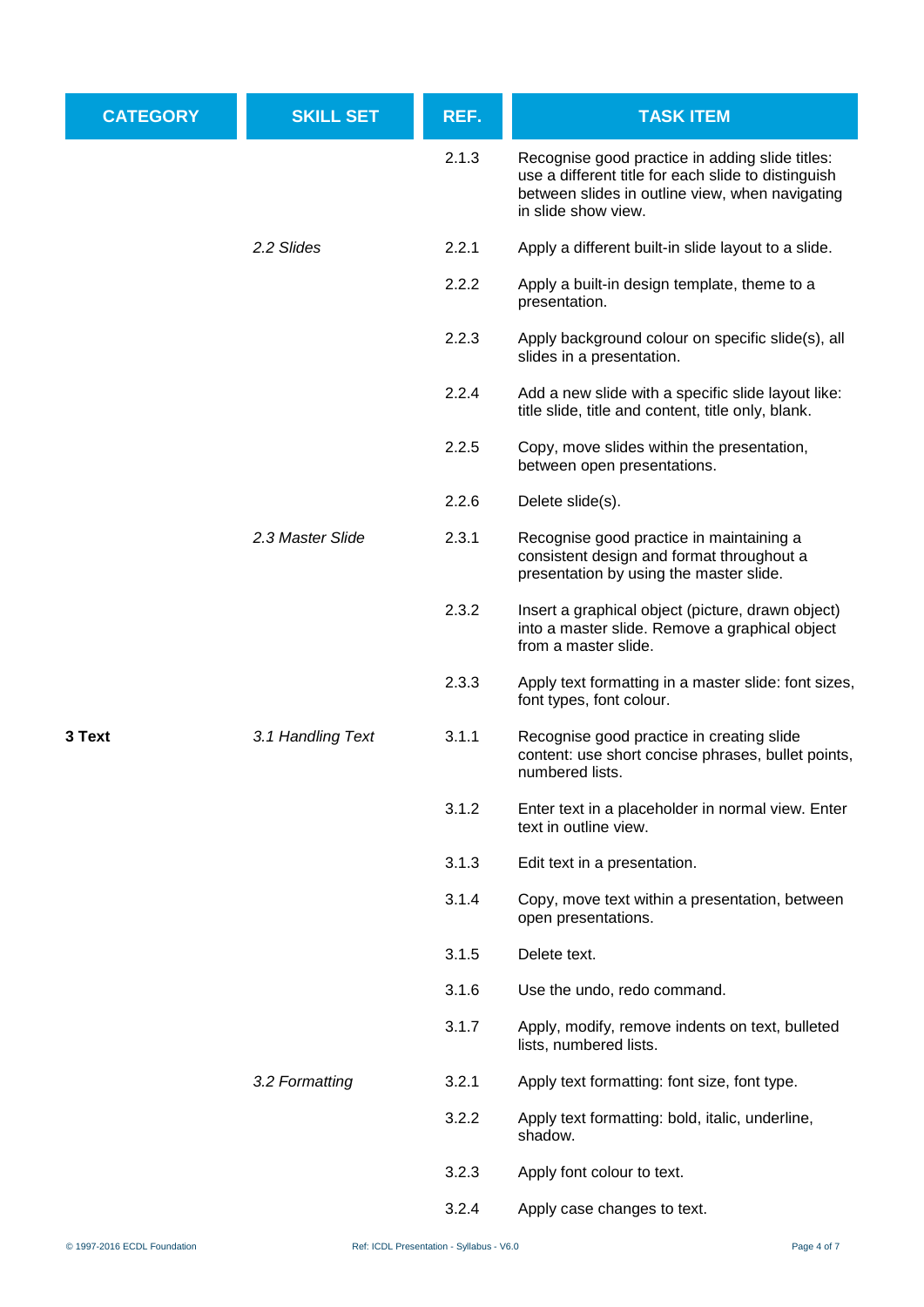| CATEGORY | SKILL SET | REF. | TASK ITEM |
|---|---|---|---|
| | | 2.1.3 | Recognise good practice in adding slide titles: use a different title for each slide to distinguish between slides in outline view, when navigating in slide show view. |
| | *2.2 Slides* | 2.2.1 | Apply a different built-in slide layout to a slide. |
| | | 2.2.2 | Apply a built-in design template, theme to a presentation. |
| | | 2.2.3 | Apply background colour on specific slide(s), all slides in a presentation. |
| | | 2.2.4 | Add a new slide with a specific slide layout like: title slide, title and content, title only, blank. |
| | | 2.2.5 | Copy, move slides within the presentation, between open presentations. |
| | | 2.2.6 | Delete slide(s). |
| | *2.3 Master Slide* | 2.3.1 | Recognise good practice in maintaining a consistent design and format throughout a presentation by using the master slide. |
| | | 2.3.2 | Insert a graphical object (picture, drawn object) into a master slide. Remove a graphical object from a master slide. |
| | | 2.3.3 | Apply text formatting in a master slide: font sizes, font types, font colour. |
| **3 Text** | *3.1 Handling Text* | 3.1.1 | Recognise good practice in creating slide content: use short concise phrases, bullet points, numbered lists. |
| | | 3.1.2 | Enter text in a placeholder in normal view. Enter text in outline view. |
| | | 3.1.3 | Edit text in a presentation. |
| | | 3.1.4 | Copy, move text within a presentation, between open presentations. |
| | | 3.1.5 | Delete text. |
| | | 3.1.6 | Use the undo, redo command. |
| | | 3.1.7 | Apply, modify, remove indents on text, bulleted lists, numbered lists. |
| | *3.2 Formatting* | 3.2.1 | Apply text formatting: font size, font type. |
| | | 3.2.2 | Apply text formatting: bold, italic, underline, shadow. |
| | | 3.2.3 | Apply font colour to text. |
| | | 3.2.4 | Apply case changes to text. |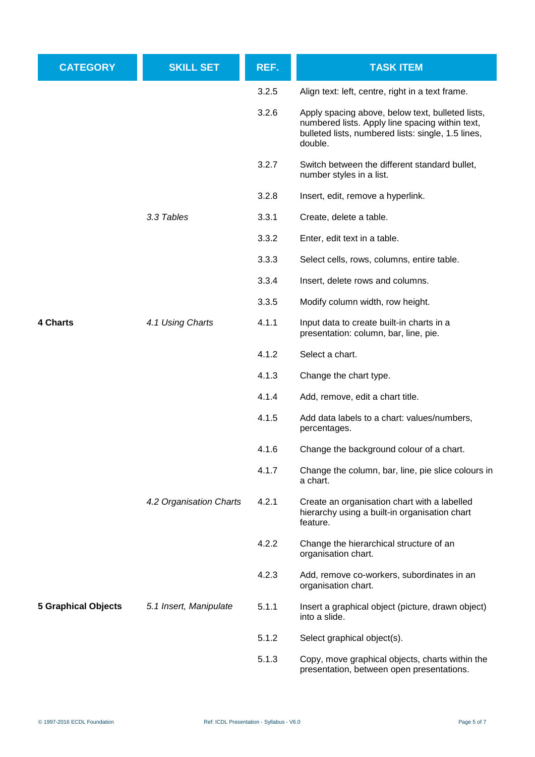| CATEGORY | SKILL SET | REF. | TASK ITEM |
| --- | --- | --- | --- |
| | | 3.2.5 | Align text: left, centre, right in a text frame. |
| | | 3.2.6 | Apply spacing above, below text, bulleted lists, numbered lists. Apply line spacing within text, bulleted lists, numbered lists: single, 1.5 lines, double. |
| | | 3.2.7 | Switch between the different standard bullet, number styles in a list. |
| | | 3.2.8 | Insert, edit, remove a hyperlink. |
| | *3.3 Tables* | 3.3.1 | Create, delete a table. |
| | | 3.3.2 | Enter, edit text in a table. |
| | | 3.3.3 | Select cells, rows, columns, entire table. |
| | | 3.3.4 | Insert, delete rows and columns. |
| | | 3.3.5 | Modify column width, row height. |
| **4 Charts** | *4.1 Using Charts* | 4.1.1 | Input data to create built-in charts in a presentation: column, bar, line, pie. |
| | | 4.1.2 | Select a chart. |
| | | 4.1.3 | Change the chart type. |
| | | 4.1.4 | Add, remove, edit a chart title. |
| | | 4.1.5 | Add data labels to a chart: values/numbers, percentages. |
| | | 4.1.6 | Change the background colour of a chart. |
| | | 4.1.7 | Change the column, bar, line, pie slice colours in a chart. |
| | *4.2 Organisation Charts* | 4.2.1 | Create an organisation chart with a labelled hierarchy using a built-in organisation chart feature. |
| | | 4.2.2 | Change the hierarchical structure of an organisation chart. |
| | | 4.2.3 | Add, remove co-workers, subordinates in an organisation chart. |
| **5 Graphical Objects** | *5.1 Insert, Manipulate* | 5.1.1 | Insert a graphical object (picture, drawn object) into a slide. |
| | | 5.1.2 | Select graphical object(s). |
| | | 5.1.3 | Copy, move graphical objects, charts within the presentation, between open presentations. |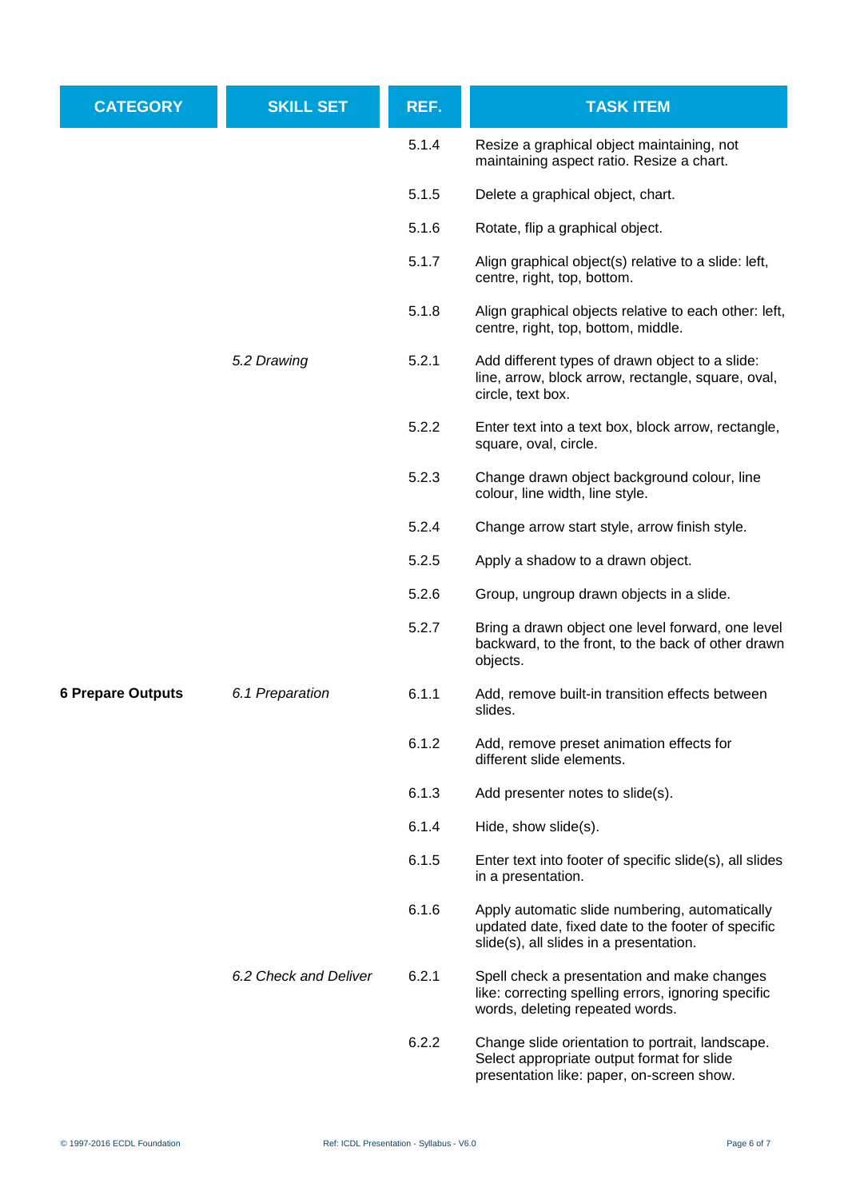| CATEGORY | SKILL SET | REF. | TASK ITEM |
|---|---|---|---|
| | | 5.1.4 | Resize a graphical object maintaining, not maintaining aspect ratio. Resize a chart. |
| | | 5.1.5 | Delete a graphical object, chart. |
| | | 5.1.6 | Rotate, flip a graphical object. |
| | | 5.1.7 | Align graphical object(s) relative to a slide: left, centre, right, top, bottom. |
| | | 5.1.8 | Align graphical objects relative to each other: left, centre, right, top, bottom, middle. |
| | *5.2 Drawing* | 5.2.1 | Add different types of drawn object to a slide: line, arrow, block arrow, rectangle, square, oval, circle, text box. |
| | | 5.2.2 | Enter text into a text box, block arrow, rectangle, square, oval, circle. |
| | | 5.2.3 | Change drawn object background colour, line colour, line width, line style. |
| | | 5.2.4 | Change arrow start style, arrow finish style. |
| | | 5.2.5 | Apply a shadow to a drawn object. |
| | | 5.2.6 | Group, ungroup drawn objects in a slide. |
| | | 5.2.7 | Bring a drawn object one level forward, one level backward, to the front, to the back of other drawn objects. |
| **6 Prepare Outputs** | *6.1 Preparation* | 6.1.1 | Add, remove built-in transition effects between slides. |
| | | 6.1.2 | Add, remove preset animation effects for different slide elements. |
| | | 6.1.3 | Add presenter notes to slide(s). |
| | | 6.1.4 | Hide, show slide(s). |
| | | 6.1.5 | Enter text into footer of specific slide(s), all slides in a presentation. |
| | | 6.1.6 | Apply automatic slide numbering, automatically updated date, fixed date to the footer of specific slide(s), all slides in a presentation. |
| | *6.2 Check and Deliver* | 6.2.1 | Spell check a presentation and make changes like: correcting spelling errors, ignoring specific words, deleting repeated words. |
| | | 6.2.2 | Change slide orientation to portrait, landscape. Select appropriate output format for slide presentation like: paper, on-screen show. |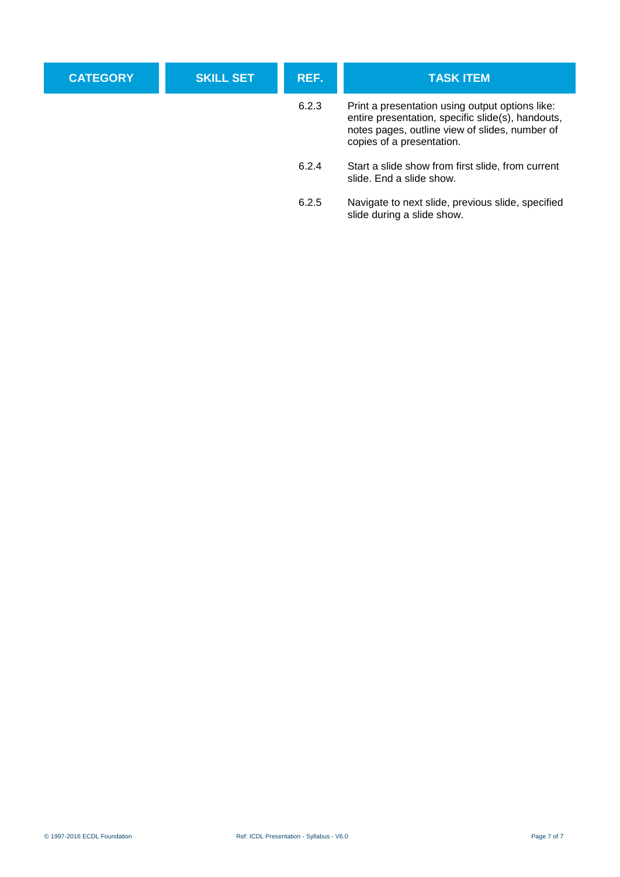| CATEGORY | SKILL SET | REF. | TASK ITEM |
| --- | --- | --- | --- |
| | | 6.2.3 | Print a presentation using output options like: entire presentation, specific slide(s), handouts, notes pages, outline view of slides, number of copies of a presentation. |
| | | 6.2.4 | Start a slide show from first slide, from current slide. End a slide show. |
| | | 6.2.5 | Navigate to next slide, previous slide, specified slide during a slide show. |